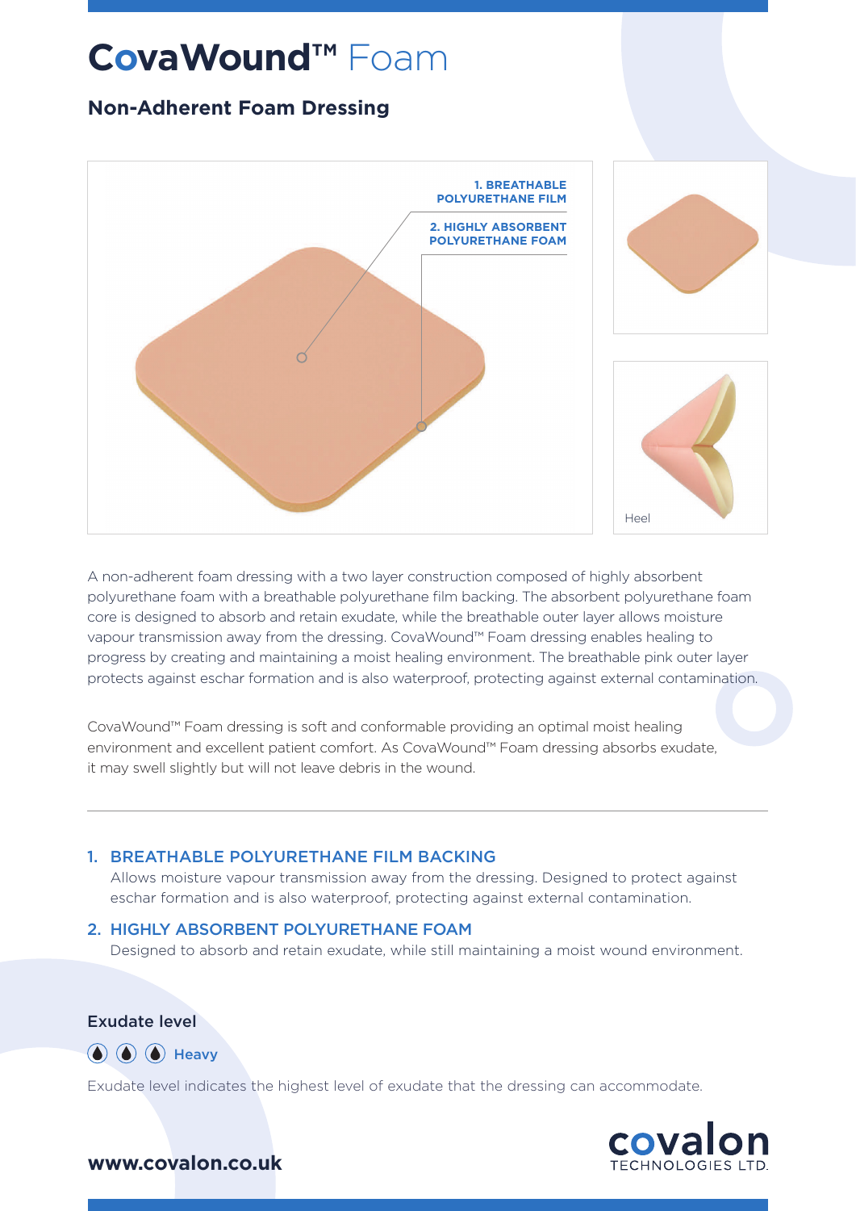# CovaWound™ Foam

## Non-Adherent Foam Dressing

1. BREATHABLE POLYURETHANE FILM

2. HIGHLY ABSORBENT POLYURETHANE FOAM

Heel

A non-adherent foam dressing with a two layer construction composed of highly absorbent polyurethane foam with a breathable polyurethane film backing. The absorbent polyurethane foam core is designed to absorb and retain exudate, while the breathable outer layer allows moisture vapour transmission away from the dressing. CovaWound™ Foam dressing enables healing to progress by creating and maintaining a moist healing environment. The breathable pink outer layer protects against eschar formation and is also waterproof, protecting against external contamination.

CovaWound™ Foam dressing is soft and conformable providing an optimal moist healing environment and excellent patient comfort. As CovaWound™ Foam dressing absorbs exudate, it may swell slightly but will not leave debris in the wound.

---

### 1. BREATHABLE POLYURETHANE FILM BACKING

Allows moisture vapour transmission away from the dressing. Designed to protect against eschar formation and is also waterproof, protecting against external contamination.

### 2. HIGHLY ABSORBENT POLYURETHANE FOAM

Designed to absorb and retain exudate, while still maintaining a moist wound environment.

### Exudate level

Heavy

Exudate level indicates the highest level of exudate that the dressing can accommodate.

**www.covalon.co.uk**

covalon TECHNOLOGIES LTD.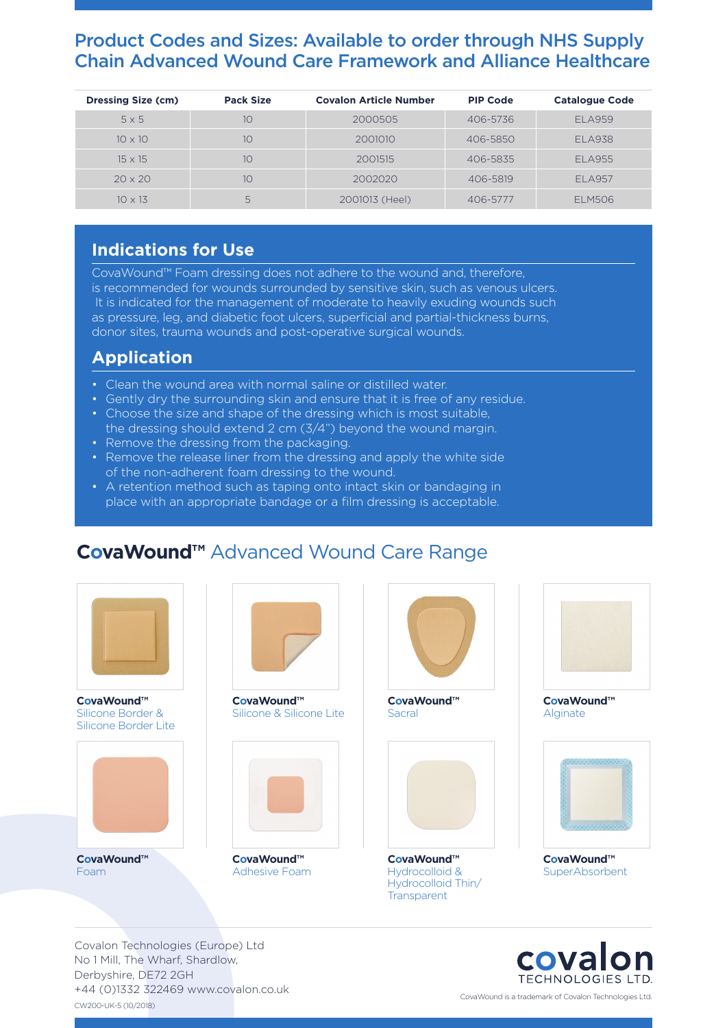## Product Codes and Sizes: Available to order through NHS Supply Chain Advanced Wound Care Framework and Alliance Healthcare

| Dressing Size (cm) | Pack Size | Covalon Article Number | PIP Code | Catalogue Code |
|---|---|---|---|---|
| 5 x 5 | 10 | 2000505 | 406-5736 | ELA959 |
| 10 x 10 | 10 | 2001010 | 406-5850 | ELA938 |
| 15 x 15 | 10 | 2001515 | 406-5835 | ELA955 |
| 20 x 20 | 10 | 2002020 | 406-5819 | ELA957 |
| 10 x 13 | 5 | 2001013 (Heel) | 406-5777 | ELM506 |

## Indications for Use

CovaWound™ Foam dressing does not adhere to the wound and, therefore, is recommended for wounds surrounded by sensitive skin, such as venous ulcers. It is indicated for the management of moderate to heavily exuding wounds such as pressure, leg, and diabetic foot ulcers, superficial and partial-thickness burns, donor sites, trauma wounds and post-operative surgical wounds.

## Application

- Clean the wound area with normal saline or distilled water.
- Gently dry the surrounding skin and ensure that it is free of any residue.
- Choose the size and shape of the dressing which is most suitable, the dressing should extend 2 cm (3/4") beyond the wound margin.
- Remove the dressing from the packaging.
- Remove the release liner from the dressing and apply the white side of the non-adherent foam dressing to the wound.
- A retention method such as taping onto intact skin or bandaging in place with an appropriate bandage or a film dressing is acceptable.

## **CovaWound™** Advanced Wound Care Range

**CovaWound™**
Silicone Border & Silicone Border Lite

**CovaWound™**
Silicone & Silicone Lite

**CovaWound™**
Sacral

**CovaWound™**
Alginate

**CovaWound™**
Foam

**CovaWound™**
Adhesive Foam

**CovaWound™**
Hydrocolloid & Hydrocolloid Thin/Transparent

**CovaWound™**
SuperAbsorbent

Covalon Technologies (Europe) Ltd
No 1 Mill, The Wharf, Shardlow,
Derbyshire, DE72 2GH
+44 (0)1332 322469 www.covalon.co.uk

CW200-UK-5 (10/2018)

covalon TECHNOLOGIES LTD.

CovaWound is a trademark of Covalon Technologies Ltd.